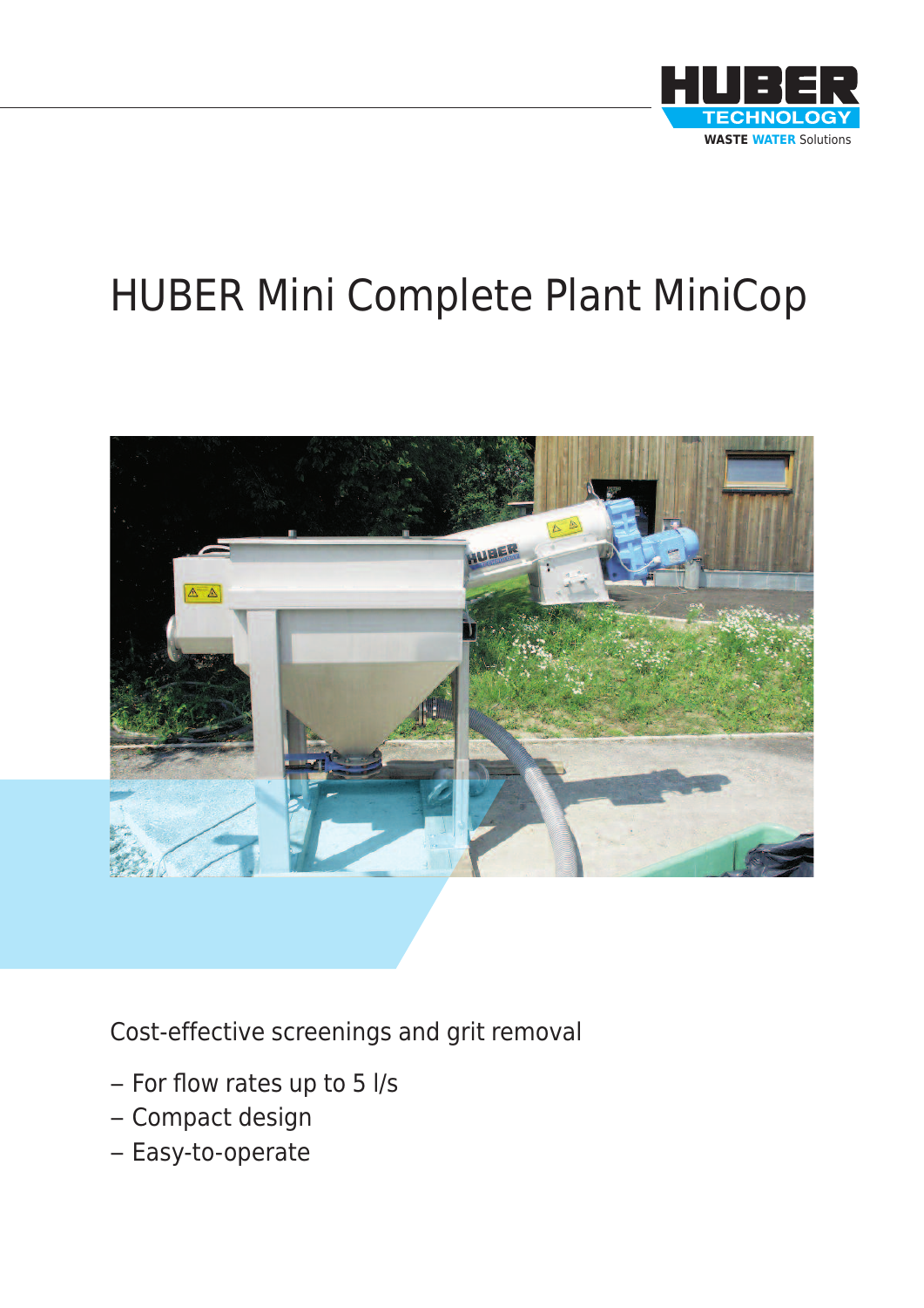HUBER TECHNOLOGY
WASTE WATER Solutions

# HUBER Mini Complete Plant MiniCop

Cost-effective screenings and grit removal

- For flow rates up to 5 l/s
- Compact design
- Easy-to-operate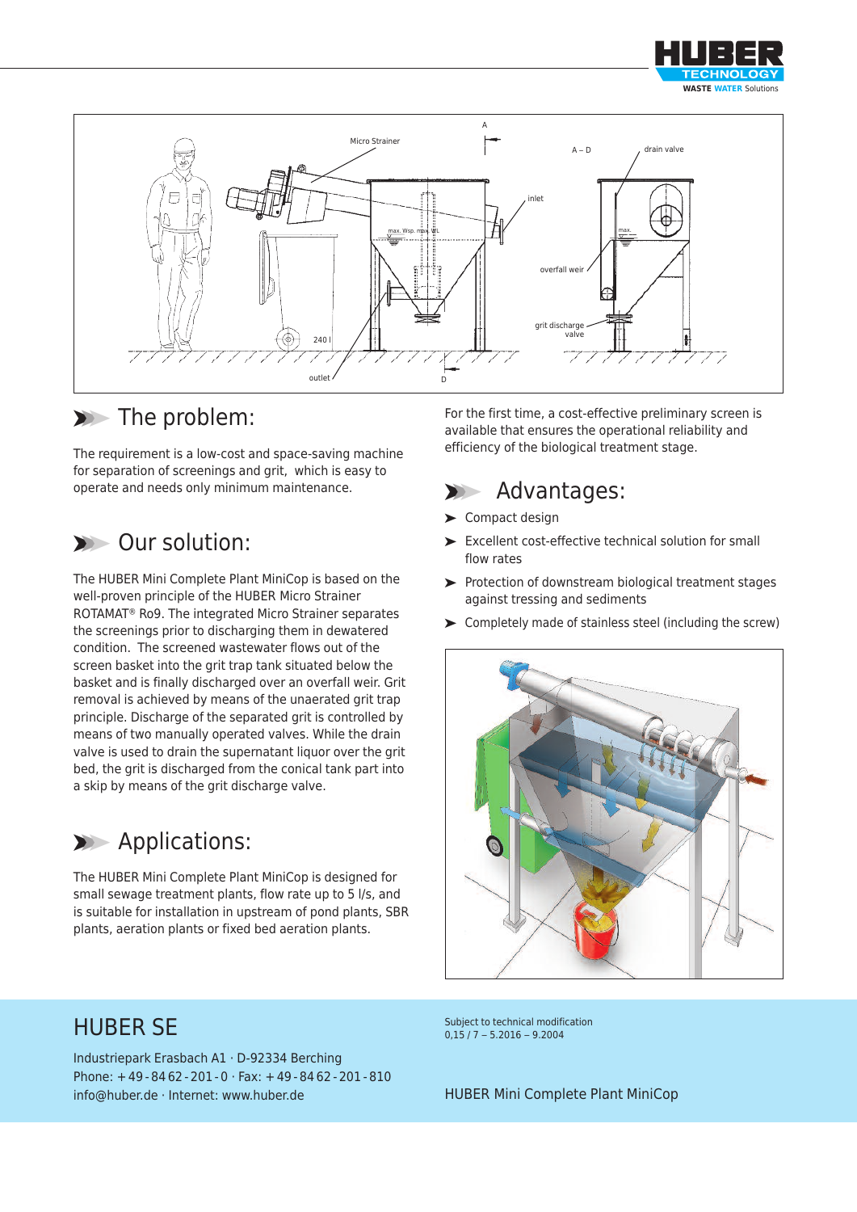Micro Strainer

A

A – D

drain valve

inlet

max. Wsp. max. WL

max.

overfall weir

grit discharge valve

240 l

outlet

D

## The problem:

The requirement is a low-cost and space-saving machine for separation of screenings and grit, which is easy to operate and needs only minimum maintenance.

## Our solution:

The HUBER Mini Complete Plant MiniCop is based on the well-proven principle of the HUBER Micro Strainer ROTAMAT® Ro9. The integrated Micro Strainer separates the screenings prior to discharging them in dewatered condition. The screened wastewater flows out of the screen basket into the grit trap tank situated below the basket and is finally discharged over an overfall weir. Grit removal is achieved by means of the unaerated grit trap principle. Discharge of the separated grit is controlled by means of two manually operated valves. While the drain valve is used to drain the supernatant liquor over the grit bed, the grit is discharged from the conical tank part into a skip by means of the grit discharge valve.

## Applications:

The HUBER Mini Complete Plant MiniCop is designed for small sewage treatment plants, flow rate up to 5 l/s, and is suitable for installation in upstream of pond plants, SBR plants, aeration plants or fixed bed aeration plants.

For the first time, a cost-effective preliminary screen is available that ensures the operational reliability and efficiency of the biological treatment stage.

## Advantages:

- Compact design
- Excellent cost-effective technical solution for small flow rates
- Protection of downstream biological treatment stages against tressing and sediments
- Completely made of stainless steel (including the screw)

## HUBER SE

Industriepark Erasbach A1 · D-92334 Berching
Phone: + 49 - 84 62 - 201 - 0 · Fax: + 49 - 84 62 - 201 - 810
info@huber.de · Internet: www.huber.de

Subject to technical modification
0,15 / 7 – 5.2016 – 9.2004

HUBER Mini Complete Plant MiniCop